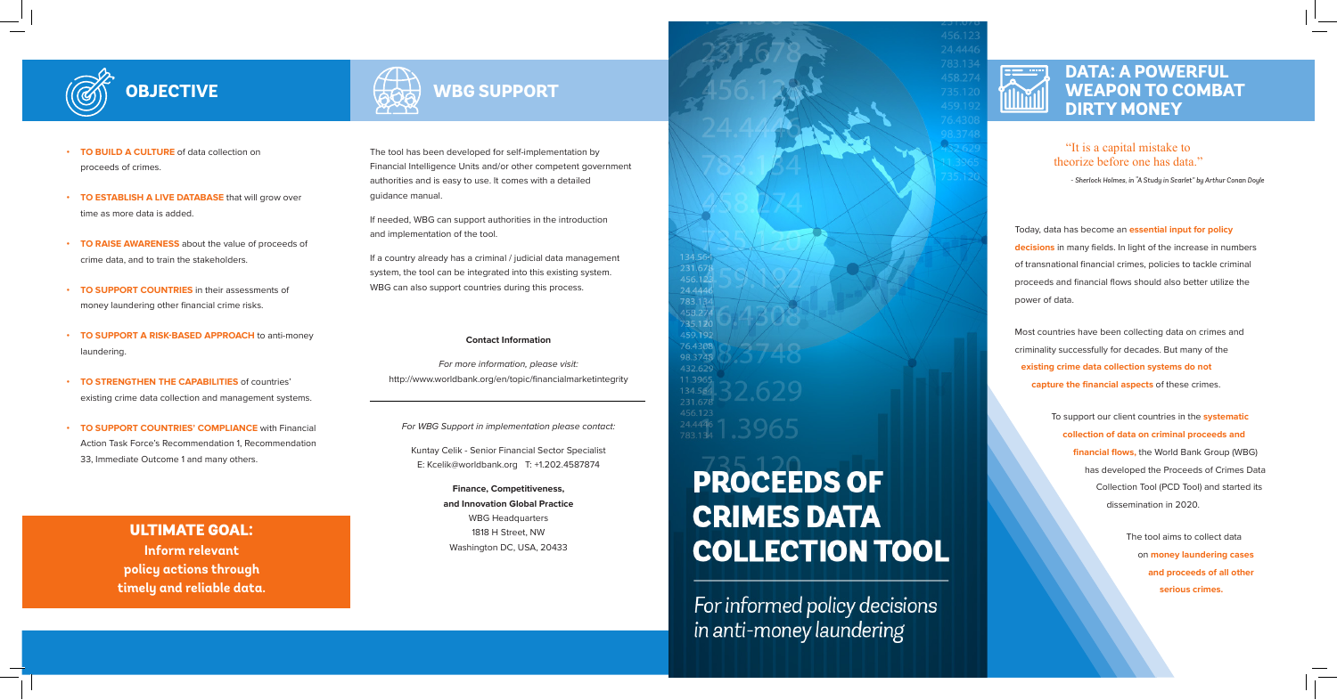## OBJECTIVE

- **TO BUILD A CULTURE** of data collection on proceeds of crimes.
- **TO ESTABLISH A LIVE DATABASE** that will grow over time as more data is added.
- **TO RAISE AWARENESS** about the value of proceeds of crime data, and to train the stakeholders.
- **TO SUPPORT COUNTRIES** in their assessments of money laundering other financial crime risks.
- **TO SUPPORT A RISK-BASED APPROACH** to anti-money laundering.
- **TO STRENGTHEN THE CAPABILITIES** of countries' existing crime data collection and management systems.
- **TO SUPPORT COUNTRIES' COMPLIANCE** with Financial Action Task Force's Recommendation 1, Recommendation 33, Immediate Outcome 1 and many others.

**ULTIMATE GOAL:**
**Inform relevant policy actions through timely and reliable data.**

## WBG SUPPORT

The tool has been developed for self-implementation by Financial Intelligence Units and/or other competent government authorities and is easy to use. It comes with a detailed guidance manual.

If needed, WBG can support authorities in the introduction and implementation of the tool.

If a country already has a criminal / judicial data management system, the tool can be integrated into this existing system. WBG can also support countries during this process.

**Contact Information**

*For more information, please visit:*
http://www.worldbank.org/en/topic/financialmarketintegrity

*For WBG Support in implementation please contact:*

Kuntay Celik - Senior Financial Sector Specialist
E: Kcelik@worldbank.org T: +1.202.4587874

**Finance, Competitiveness, and Innovation Global Practice**
WBG Headquarters
1818 H Street, NW
Washington DC, USA, 20433

# PROCEEDS OF CRIMES DATA COLLECTION TOOL

*For informed policy decisions in anti-money laundering*

## DATA: A POWERFUL WEAPON TO COMBAT DIRTY MONEY

"It is a capital mistake to theorize before one has data."

*- Sherlock Holmes, in "A Study in Scarlet" by Arthur Conan Doyle*

Today, data has become an **essential input for policy decisions** in many fields. In light of the increase in numbers of transnational financial crimes, policies to tackle criminal proceeds and financial flows should also better utilize the power of data.

Most countries have been collecting data on crimes and criminality successfully for decades. But many of the **existing crime data collection systems do not capture the financial aspects** of these crimes.

To support our client countries in the **systematic collection of data on criminal proceeds and financial flows**, the World Bank Group (WBG) has developed the Proceeds of Crimes Data Collection Tool (PCD Tool) and started its dissemination in 2020.

The tool aims to collect data on **money laundering cases and proceeds of all other serious crimes.**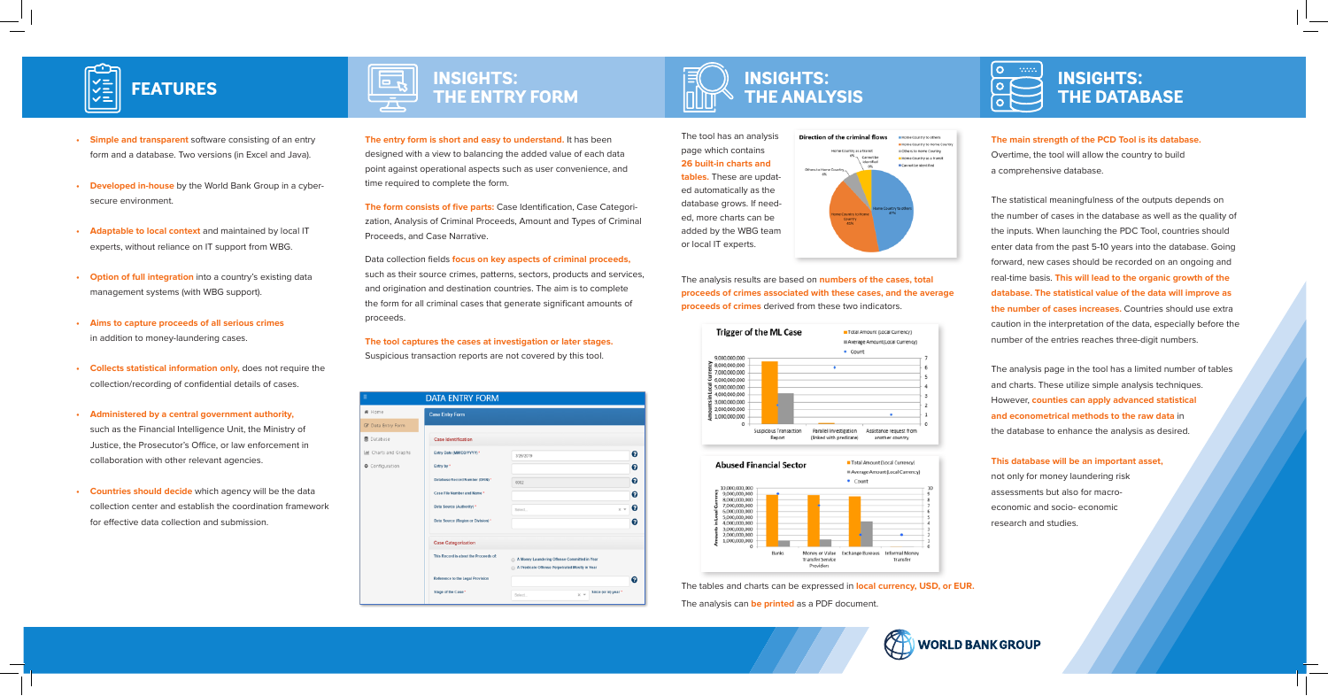# FEATURES

- **Simple and transparent** software consisting of an entry form and a database. Two versions (in Excel and Java).
- **Developed in-house** by the World Bank Group in a cyber-secure environment.
- **Adaptable to local context** and maintained by local IT experts, without reliance on IT support from WBG.
- **Option of full integration** into a country's existing data management systems (with WBG support).
- **Aims to capture proceeds of all serious crimes** in addition to money-laundering cases.
- **Collects statistical information only,** does not require the collection/recording of confidential details of cases.
- **Administered by a central government authority,** such as the Financial Intelligence Unit, the Ministry of Justice, the Prosecutor's Office, or law enforcement in collaboration with other relevant agencies.
- **Countries should decide** which agency will be the data collection center and establish the coordination framework for effective data collection and submission.

# INSIGHTS: THE ENTRY FORM

**The entry form is short and easy to understand.** It has been designed with a view to balancing the added value of each data point against operational aspects such as user convenience, and time required to complete the form.

**The form consists of five parts:** Case Identification, Case Categorization, Analysis of Criminal Proceeds, Amount and Types of Criminal Proceeds, and Case Narrative.

Data collection fields **focus on key aspects of criminal proceeds,** such as their source crimes, patterns, sectors, products and services, and origination and destination countries. The aim is to complete the form for all criminal cases that generate significant amounts of proceeds.

**The tool captures the cases at investigation or later stages.** Suspicious transaction reports are not covered by this tool.

DATA ENTRY FORM

Home
Data Entry Form
Database
Charts and Graphs
Configuration

Case Entry Form

Case Identification
Entry Date (MM/DD/YYYY) *
Entry by *
Database Record Number (DRN) *
Case File Number and Name *
Data Source (Authority) *
Data Source (Region or Division) *

Case Categorization
This Record is about the Proceeds of:
A Money Laundering Offense Committed in Year
A Predicate Offense Perpetrated Mostly in Year
Reference to the Legal Provision
Stage of the Case *
Since (or in) year *

# INSIGHTS: THE ANALYSIS

The tool has an analysis page which contains **26 built-in charts and tables.** These are updated automatically as the database grows. If needed, more charts can be added by the WBG team or local IT experts.

Direction of the criminal flows

Home Country to others
Home Country to Home Country
Others to Home Country
Home Country as a transit
Cannot be identified

Home Country as a transit 6%
Cannot be identified 0%
Others to Home Country 6%
Home Country to Home Country 45%
Home Country to others 43%

The analysis results are based on **numbers of the cases, total proceeds of crimes associated with these cases, and the average proceeds of crimes** derived from these two indicators.

Trigger of the ML Case

Total Amount (Local Currency)
Average Amount (Local Currency)
Count

Amounts in Local Currency
9,000,000,000
8,000,000,000
7,000,000,000
6,000,000,000
5,000,000,000
4,000,000,000
3,000,000,000
2,000,000,000
1,000,000,000
0

Suspicious Transaction Report
Parallel investigation (linked with predicate)
Assistance request from another country

Abused Financial Sector

Total Amount (Local Currency)
Average Amount (Local Currency)
Count

Amounts in Local Currency
10,000,000,000
9,000,000,000
8,000,000,000
7,000,000,000
6,000,000,000
5,000,000,000
4,000,000,000
3,000,000,000
2,000,000,000
1,000,000,000
0

Banks
Money or Value Transfer Service Providers
Exchange Bureaus
Informal Money transfer

The tables and charts can be expressed in **local currency, USD, or EUR.**

The analysis can **be printed** as a PDF document.

# INSIGHTS: THE DATABASE

**The main strength of the PCD Tool is its database.** Overtime, the tool will allow the country to build a comprehensive database.

The statistical meaningfulness of the outputs depends on the number of cases in the database as well as the quality of the inputs. When launching the PDC Tool, countries should enter data from the past 5-10 years into the database. Going forward, new cases should be recorded on an ongoing and real-time basis. **This will lead to the organic growth of the database. The statistical value of the data will improve as the number of cases increases.** Countries should use extra caution in the interpretation of the data, especially before the number of the entries reaches three-digit numbers.

The analysis page in the tool has a limited number of tables and charts. These utilize simple analysis techniques. However, **counties can apply advanced statistical and econometrical methods to the raw data** in the database to enhance the analysis as desired.

**This database will be an important asset,** not only for money laundering risk assessments but also for macro-economic and socio- economic research and studies.

WORLD BANK GROUP